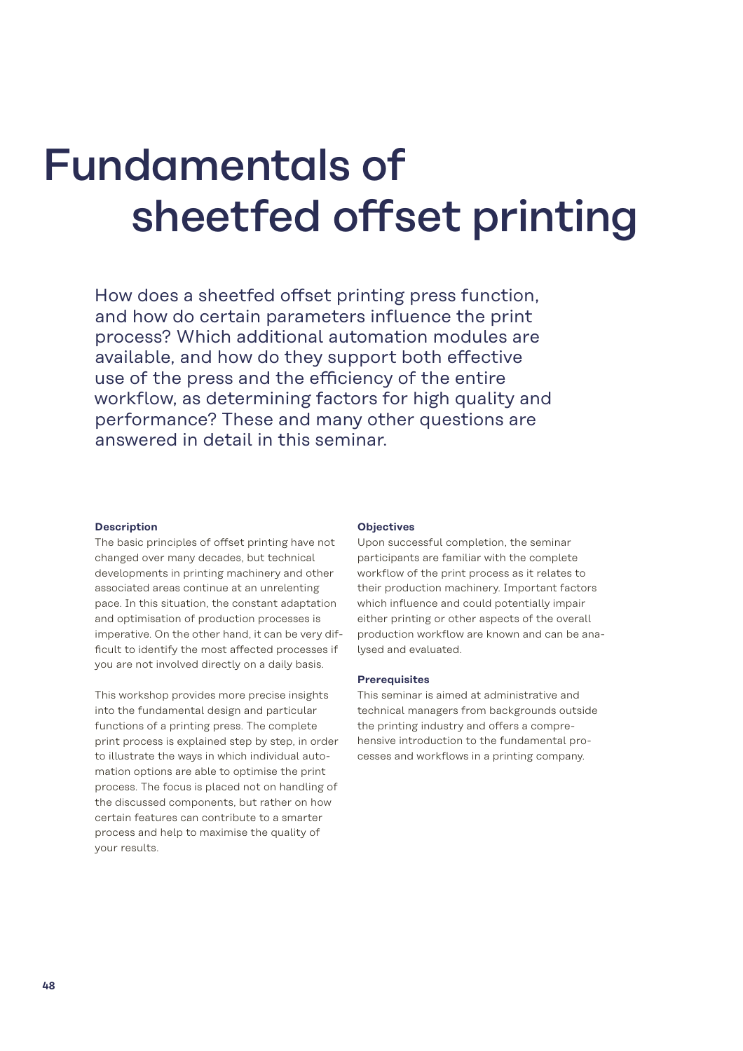# Fundamentals of sheetfed offset printing

How does a sheetfed offset printing press function, and how do certain parameters influence the print process? Which additional automation modules are available, and how do they support both effective use of the press and the efficiency of the entire workflow, as determining factors for high quality and performance? These and many other questions are answered in detail in this seminar.

**Description**

The basic principles of offset printing have not changed over many decades, but technical developments in printing machinery and other associated areas continue at an unrelenting pace. In this situation, the constant adaptation and optimisation of production processes is imperative. On the other hand, it can be very difficult to identify the most affected processes if you are not involved directly on a daily basis.

This workshop provides more precise insights into the fundamental design and particular functions of a printing press. The complete print process is explained step by step, in order to illustrate the ways in which individual automation options are able to optimise the print process. The focus is placed not on handling of the discussed components, but rather on how certain features can contribute to a smarter process and help to maximise the quality of your results.

**Objectives**

Upon successful completion, the seminar participants are familiar with the complete workflow of the print process as it relates to their production machinery. Important factors which influence and could potentially impair either printing or other aspects of the overall production workflow are known and can be analysed and evaluated.

**Prerequisites**

This seminar is aimed at administrative and technical managers from backgrounds outside the printing industry and offers a comprehensive introduction to the fundamental processes and workflows in a printing company.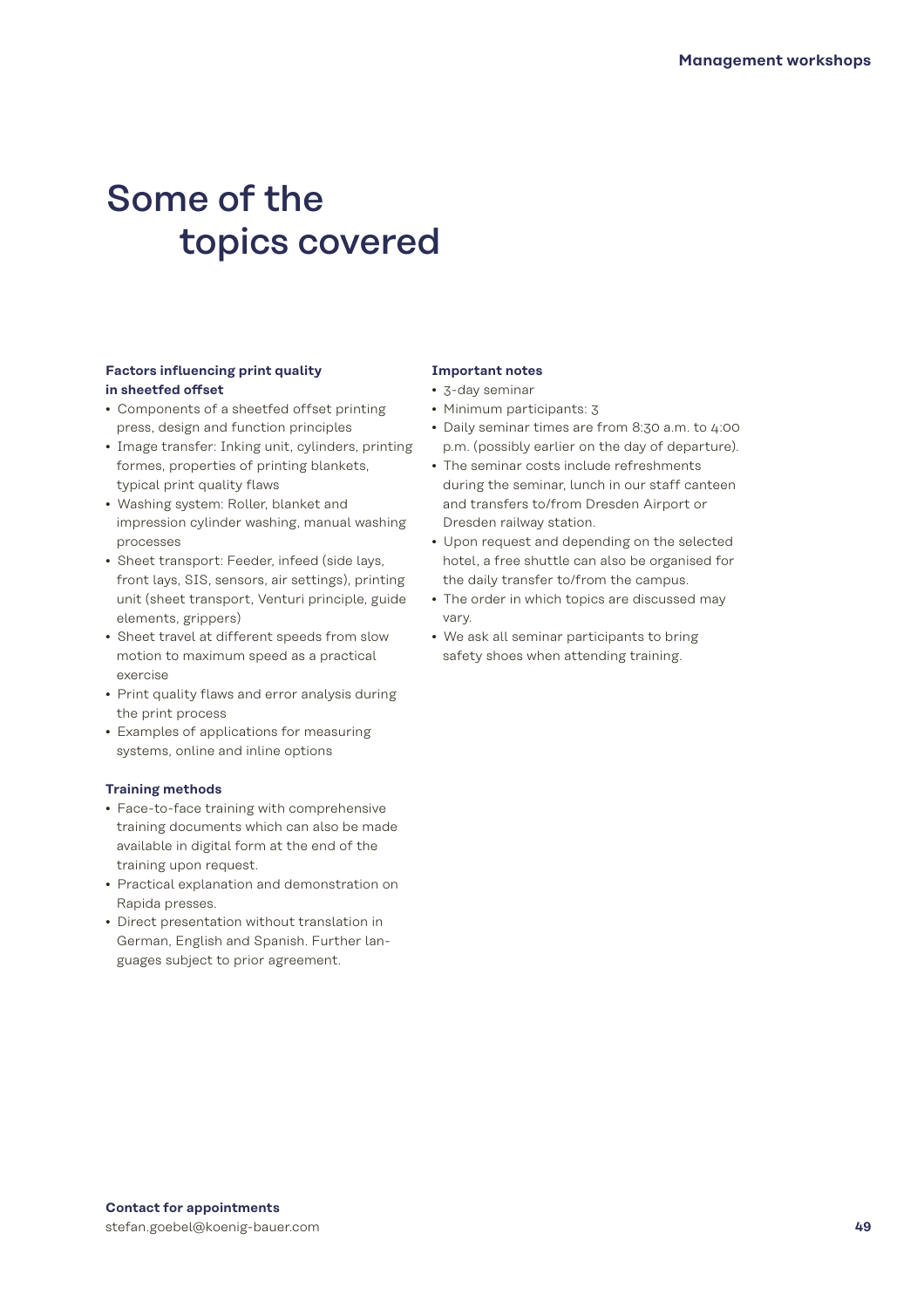# Some of the topics covered

### Factors influencing print quality in sheetfed offset

- Components of a sheetfed offset printing press, design and function principles
- Image transfer: Inking unit, cylinders, printing formes, properties of printing blankets, typical print quality flaws
- Washing system: Roller, blanket and impression cylinder washing, manual washing processes
- Sheet transport: Feeder, infeed (side lays, front lays, SIS, sensors, air settings), printing unit (sheet transport, Venturi principle, guide elements, grippers)
- Sheet travel at different speeds from slow motion to maximum speed as a practical exercise
- Print quality flaws and error analysis during the print process
- Examples of applications for measuring systems, online and inline options

### Training methods

- Face-to-face training with comprehensive training documents which can also be made available in digital form at the end of the training upon request.
- Practical explanation and demonstration on Rapida presses.
- Direct presentation without translation in German, English and Spanish. Further languages subject to prior agreement.

### Important notes

- 3-day seminar
- Minimum participants: 3
- Daily seminar times are from 8:30 a.m. to 4:00 p.m. (possibly earlier on the day of departure).
- The seminar costs include refreshments during the seminar, lunch in our staff canteen and transfers to/from Dresden Airport or Dresden railway station.
- Upon request and depending on the selected hotel, a free shuttle can also be organised for the daily transfer to/from the campus.
- The order in which topics are discussed may vary.
- We ask all seminar participants to bring safety shoes when attending training.

**Contact for appointments**
stefan.goebel@koenig-bauer.com